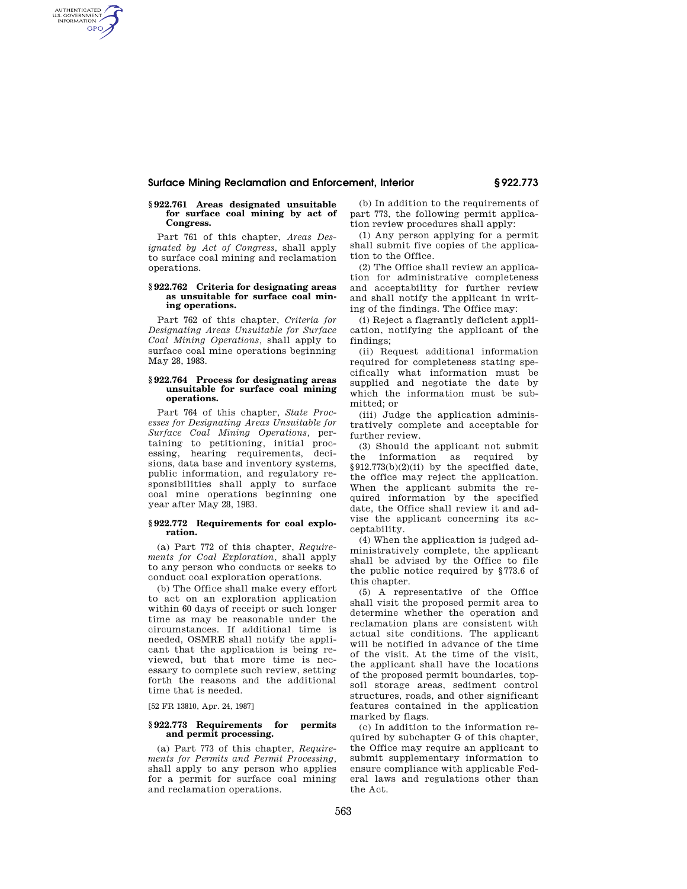### § 922.761 Areas designated unsuitable for surface coal mining by act of Congress.

Part 761 of this chapter, *Areas Designated by Act of Congress*, shall apply to surface coal mining and reclamation operations.

### § 922.762 Criteria for designating areas as unsuitable for surface coal mining operations.

Part 762 of this chapter, *Criteria for Designating Areas Unsuitable for Surface Coal Mining Operations*, shall apply to surface coal mine operations beginning May 28, 1983.

### § 922.764 Process for designating areas unsuitable for surface coal mining operations.

Part 764 of this chapter, *State Processes for Designating Areas Unsuitable for Surface Coal Mining Operations*, pertaining to petitioning, initial processing, hearing requirements, decisions, data base and inventory systems, public information, and regulatory responsibilities shall apply to surface coal mine operations beginning one year after May 28, 1983.

### § 922.772 Requirements for coal exploration.

(a) Part 772 of this chapter, *Requirements for Coal Exploration*, shall apply to any person who conducts or seeks to conduct coal exploration operations.

(b) The Office shall make every effort to act on an exploration application within 60 days of receipt or such longer time as may be reasonable under the circumstances. If additional time is needed, OSMRE shall notify the applicant that the application is being reviewed, but that more time is necessary to complete such review, setting forth the reasons and the additional time that is needed.

[52 FR 13810, Apr. 24, 1987]

### § 922.773 Requirements for permits and permit processing.

(a) Part 773 of this chapter, *Requirements for Permits and Permit Processing*, shall apply to any person who applies for a permit for surface coal mining and reclamation operations.

(b) In addition to the requirements of part 773, the following permit application review procedures shall apply:

(1) Any person applying for a permit shall submit five copies of the application to the Office.

(2) The Office shall review an application for administrative completeness and acceptability for further review and shall notify the applicant in writing of the findings. The Office may:

(i) Reject a flagrantly deficient application, notifying the applicant of the findings;

(ii) Request additional information required for completeness stating specifically what information must be supplied and negotiate the date by which the information must be submitted; or

(iii) Judge the application administratively complete and acceptable for further review.

(3) Should the applicant not submit the information as required by §912.773(b)(2)(ii) by the specified date, the office may reject the application. When the applicant submits the required information by the specified date, the Office shall review it and advise the applicant concerning its acceptability.

(4) When the application is judged administratively complete, the applicant shall be advised by the Office to file the public notice required by §773.6 of this chapter.

(5) A representative of the Office shall visit the proposed permit area to determine whether the operation and reclamation plans are consistent with actual site conditions. The applicant will be notified in advance of the time of the visit. At the time of the visit, the applicant shall have the locations of the proposed permit boundaries, topsoil storage areas, sediment control structures, roads, and other significant features contained in the application marked by flags.

(c) In addition to the information required by subchapter G of this chapter, the Office may require an applicant to submit supplementary information to ensure compliance with applicable Federal laws and regulations other than the Act.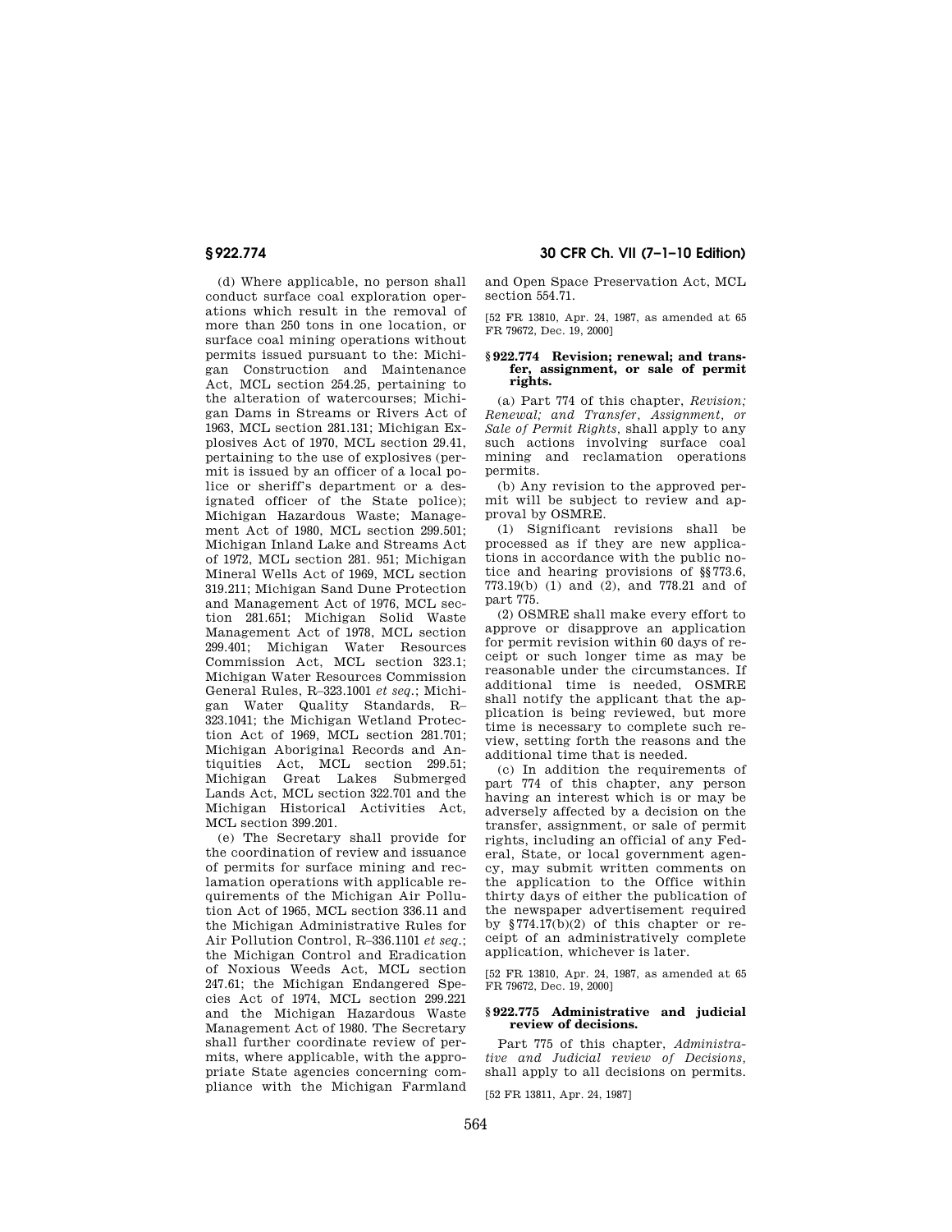(d) Where applicable, no person shall conduct surface coal exploration operations which result in the removal of more than 250 tons in one location, or surface coal mining operations without permits issued pursuant to the: Michigan Construction and Maintenance Act, MCL section 254.25, pertaining to the alteration of watercourses; Michigan Dams in Streams or Rivers Act of 1963, MCL section 281.131; Michigan Explosives Act of 1970, MCL section 29.41, pertaining to the use of explosives (permit is issued by an officer of a local police or sheriff's department or a designated officer of the State police); Michigan Hazardous Waste; Management Act of 1980, MCL section 299.501; Michigan Inland Lake and Streams Act of 1972, MCL section 281. 951; Michigan Mineral Wells Act of 1969, MCL section 319.211; Michigan Sand Dune Protection and Management Act of 1976, MCL section 281.651; Michigan Solid Waste Management Act of 1978, MCL section 299.401; Michigan Water Resources Commission Act, MCL section 323.1; Michigan Water Resources Commission General Rules, R–323.1001 *et seq.*; Michigan Water Quality Standards, R–323.1041; the Michigan Wetland Protection Act of 1969, MCL section 281.701; Michigan Aboriginal Records and Antiquities Act, MCL section 299.51; Michigan Great Lakes Submerged Lands Act, MCL section 322.701 and the Michigan Historical Activities Act, MCL section 399.201.

(e) The Secretary shall provide for the coordination of review and issuance of permits for surface mining and reclamation operations with applicable requirements of the Michigan Air Pollution Act of 1965, MCL section 336.11 and the Michigan Administrative Rules for Air Pollution Control, R–336.1101 *et seq.*; the Michigan Control and Eradication of Noxious Weeds Act, MCL section 247.61; the Michigan Endangered Species Act of 1974, MCL section 299.221 and the Michigan Hazardous Waste Management Act of 1980. The Secretary shall further coordinate review of permits, where applicable, with the appropriate State agencies concerning compliance with the Michigan Farmland and Open Space Preservation Act, MCL section 554.71.

[52 FR 13810, Apr. 24, 1987, as amended at 65 FR 79672, Dec. 19, 2000]

### § 922.774 Revision; renewal; and transfer, assignment, or sale of permit rights.

(a) Part 774 of this chapter, *Revision; Renewal; and Transfer, Assignment, or Sale of Permit Rights*, shall apply to any such actions involving surface coal mining and reclamation operations permits.

(b) Any revision to the approved permit will be subject to review and approval by OSMRE.

(1) Significant revisions shall be processed as if they are new applications in accordance with the public notice and hearing provisions of §§ 773.6, 773.19(b) (1) and (2), and 778.21 and of part 775.

(2) OSMRE shall make every effort to approve or disapprove an application for permit revision within 60 days of receipt or such longer time as may be reasonable under the circumstances. If additional time is needed, OSMRE shall notify the applicant that the application is being reviewed, but more time is necessary to complete such review, setting forth the reasons and the additional time that is needed.

(c) In addition the requirements of part 774 of this chapter, any person having an interest which is or may be adversely affected by a decision on the transfer, assignment, or sale of permit rights, including an official of any Federal, State, or local government agency, may submit written comments on the application to the Office within thirty days of either the publication of the newspaper advertisement required by § 774.17(b)(2) of this chapter or receipt of an administratively complete application, whichever is later.

[52 FR 13810, Apr. 24, 1987, as amended at 65 FR 79672, Dec. 19, 2000]

### § 922.775 Administrative and judicial review of decisions.

Part 775 of this chapter, *Administrative and Judicial review of Decisions*, shall apply to all decisions on permits.

[52 FR 13811, Apr. 24, 1987]